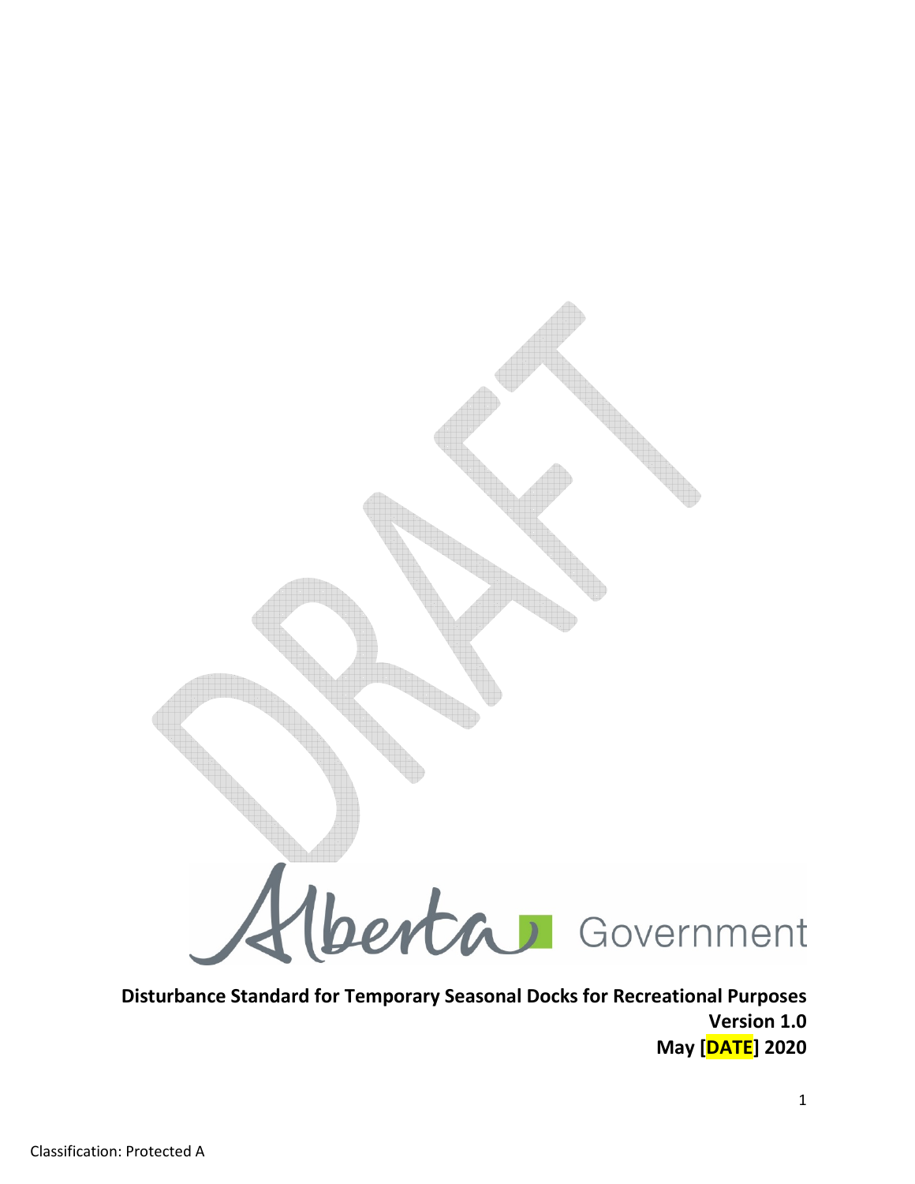Alberta Government

**Disturbance Standard for Temporary Seasonal Docks for Recreational Purposes**

**Version 1.0**

**May [DATE] 2020**

Classification: Protected A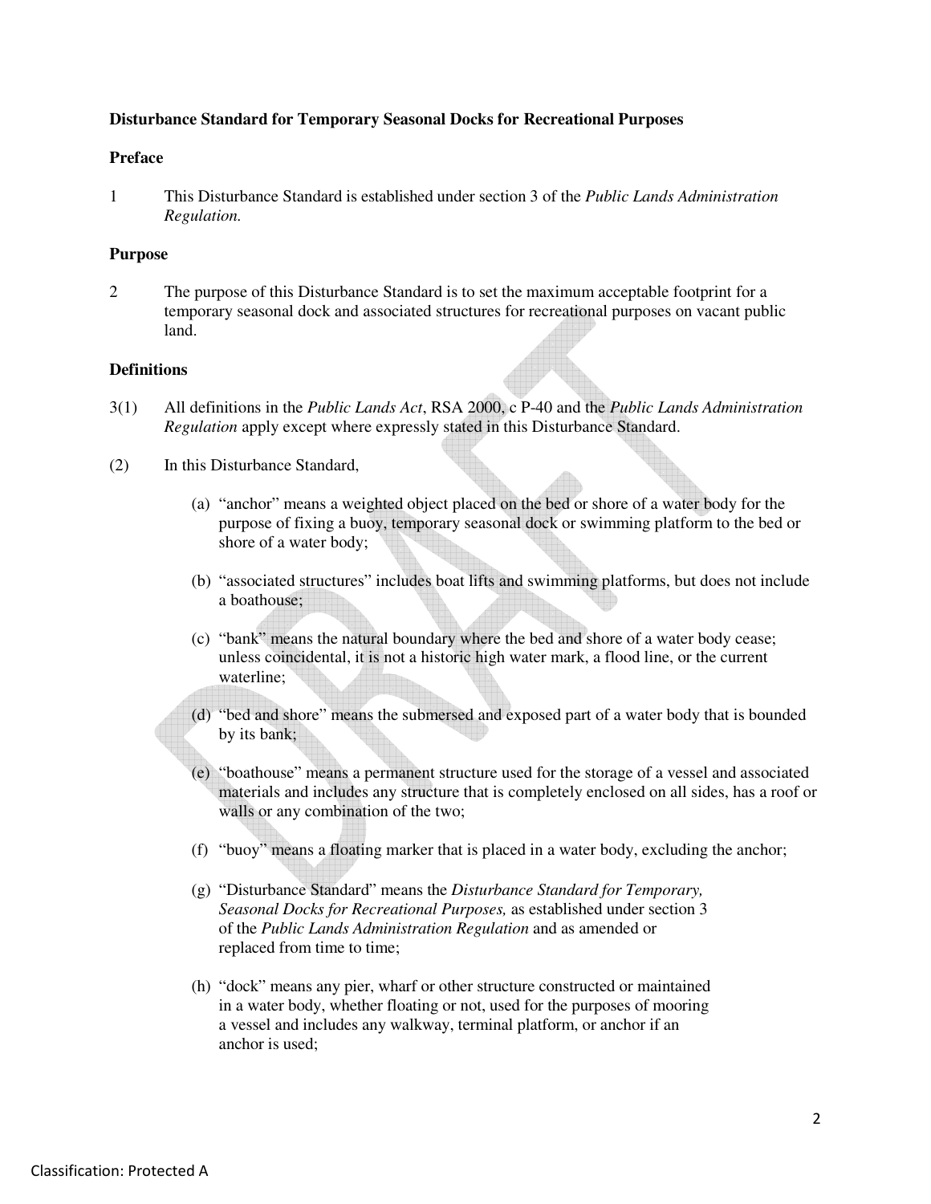**Disturbance Standard for Temporary Seasonal Docks for Recreational Purposes**

**Preface**

1 This Disturbance Standard is established under section 3 of the *Public Lands Administration Regulation.*

**Purpose**

2 The purpose of this Disturbance Standard is to set the maximum acceptable footprint for a temporary seasonal dock and associated structures for recreational purposes on vacant public land.

**Definitions**

3(1) All definitions in the *Public Lands Act*, RSA 2000, c P-40 and the *Public Lands Administration Regulation* apply except where expressly stated in this Disturbance Standard.

(2) In this Disturbance Standard,

(a) "anchor" means a weighted object placed on the bed or shore of a water body for the purpose of fixing a buoy, temporary seasonal dock or swimming platform to the bed or shore of a water body;

(b) "associated structures" includes boat lifts and swimming platforms, but does not include a boathouse;

(c) "bank" means the natural boundary where the bed and shore of a water body cease; unless coincidental, it is not a historic high water mark, a flood line, or the current waterline;

(d) "bed and shore" means the submersed and exposed part of a water body that is bounded by its bank;

(e) "boathouse" means a permanent structure used for the storage of a vessel and associated materials and includes any structure that is completely enclosed on all sides, has a roof or walls or any combination of the two;

(f) "buoy" means a floating marker that is placed in a water body, excluding the anchor;

(g) "Disturbance Standard" means the *Disturbance Standard for Temporary, Seasonal Docks for Recreational Purposes,* as established under section 3 of the *Public Lands Administration Regulation* and as amended or replaced from time to time;

(h) "dock" means any pier, wharf or other structure constructed or maintained in a water body, whether floating or not, used for the purposes of mooring a vessel and includes any walkway, terminal platform, or anchor if an anchor is used;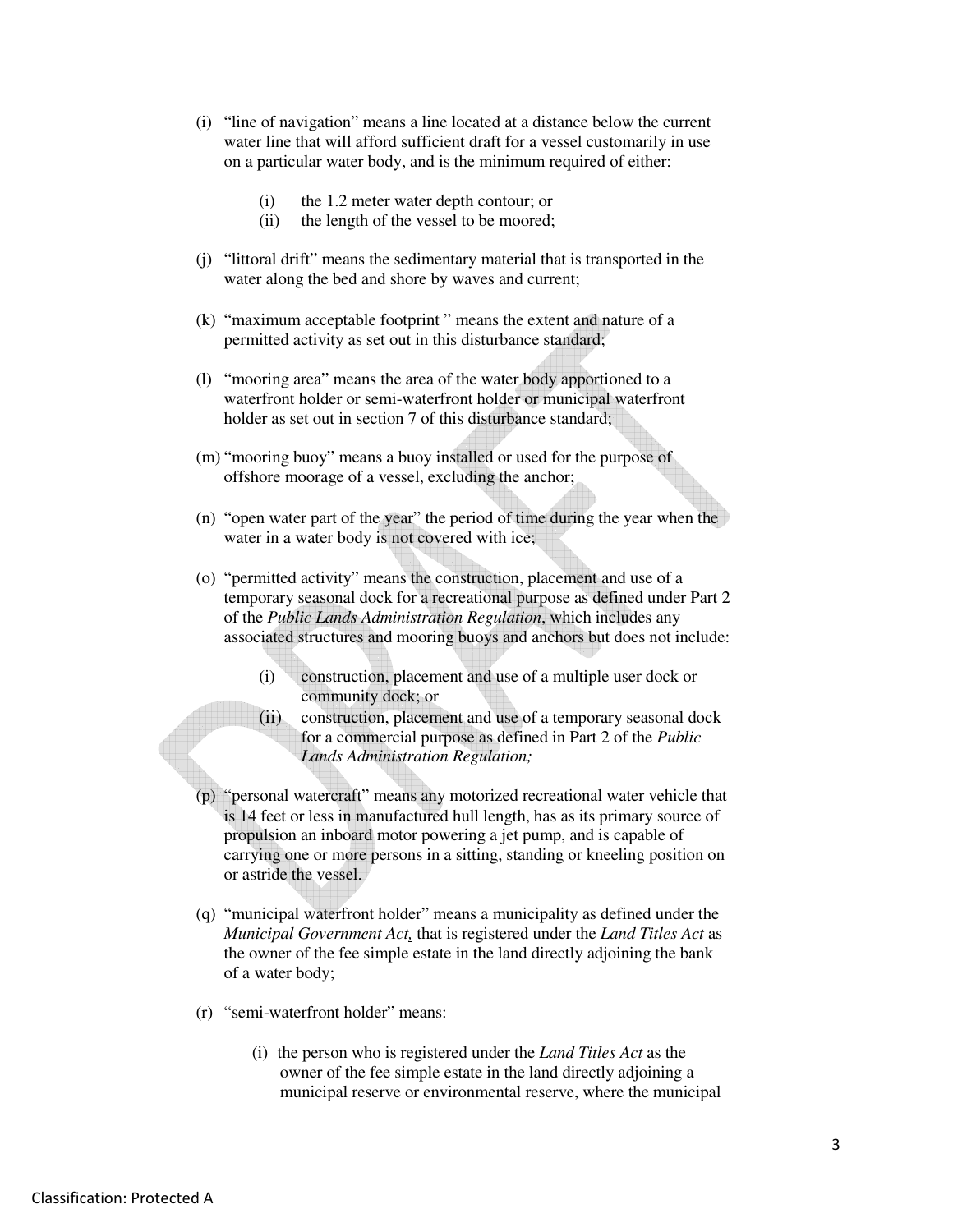(i) "line of navigation" means a line located at a distance below the current water line that will afford sufficient draft for a vessel customarily in use on a particular water body, and is the minimum required of either:

   (i) the 1.2 meter water depth contour; or
   (ii) the length of the vessel to be moored;

(j) "littoral drift" means the sedimentary material that is transported in the water along the bed and shore by waves and current;

(k) "maximum acceptable footprint " means the extent and nature of a permitted activity as set out in this disturbance standard;

(l) "mooring area" means the area of the water body apportioned to a waterfront holder or semi-waterfront holder or municipal waterfront holder as set out in section 7 of this disturbance standard;

(m) "mooring buoy" means a buoy installed or used for the purpose of offshore moorage of a vessel, excluding the anchor;

(n) "open water part of the year" the period of time during the year when the water in a water body is not covered with ice;

(o) "permitted activity" means the construction, placement and use of a temporary seasonal dock for a recreational purpose as defined under Part 2 of the *Public Lands Administration Regulation*, which includes any associated structures and mooring buoys and anchors but does not include:

   (i) construction, placement and use of a multiple user dock or community dock; or
   (ii) construction, placement and use of a temporary seasonal dock for a commercial purpose as defined in Part 2 of the *Public Lands Administration Regulation;*

(p) "personal watercraft" means any motorized recreational water vehicle that is 14 feet or less in manufactured hull length, has as its primary source of propulsion an inboard motor powering a jet pump, and is capable of carrying one or more persons in a sitting, standing or kneeling position on or astride the vessel.

(q) "municipal waterfront holder" means a municipality as defined under the *Municipal Government Act*, that is registered under the *Land Titles Act* as the owner of the fee simple estate in the land directly adjoining the bank of a water body;

(r) "semi-waterfront holder" means:

   (i) the person who is registered under the *Land Titles Act* as the owner of the fee simple estate in the land directly adjoining a municipal reserve or environmental reserve, where the municipal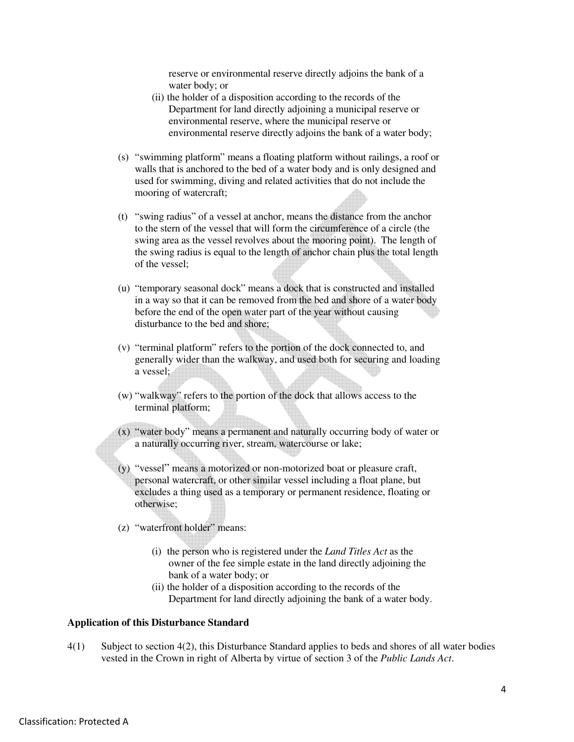reserve or environmental reserve directly adjoins the bank of a water body; or

(ii) the holder of a disposition according to the records of the Department for land directly adjoining a municipal reserve or environmental reserve, where the municipal reserve or environmental reserve directly adjoins the bank of a water body;

(s) "swimming platform" means a floating platform without railings, a roof or walls that is anchored to the bed of a water body and is only designed and used for swimming, diving and related activities that do not include the mooring of watercraft;

(t) "swing radius" of a vessel at anchor, means the distance from the anchor to the stern of the vessel that will form the circumference of a circle (the swing area as the vessel revolves about the mooring point). The length of the swing radius is equal to the length of anchor chain plus the total length of the vessel;

(u) "temporary seasonal dock" means a dock that is constructed and installed in a way so that it can be removed from the bed and shore of a water body before the end of the open water part of the year without causing disturbance to the bed and shore;

(v) "terminal platform" refers to the portion of the dock connected to, and generally wider than the walkway, and used both for securing and loading a vessel;

(w) "walkway" refers to the portion of the dock that allows access to the terminal platform;

(x) "water body" means a permanent and naturally occurring body of water or a naturally occurring river, stream, watercourse or lake;

(y) "vessel" means a motorized or non-motorized boat or pleasure craft, personal watercraft, or other similar vessel including a float plane, but excludes a thing used as a temporary or permanent residence, floating or otherwise;

(z) "waterfront holder" means:

(i) the person who is registered under the *Land Titles Act* as the owner of the fee simple estate in the land directly adjoining the bank of a water body; or

(ii) the holder of a disposition according to the records of the Department for land directly adjoining the bank of a water body.

**Application of this Disturbance Standard**

4(1) Subject to section 4(2), this Disturbance Standard applies to beds and shores of all water bodies vested in the Crown in right of Alberta by virtue of section 3 of the *Public Lands Act*.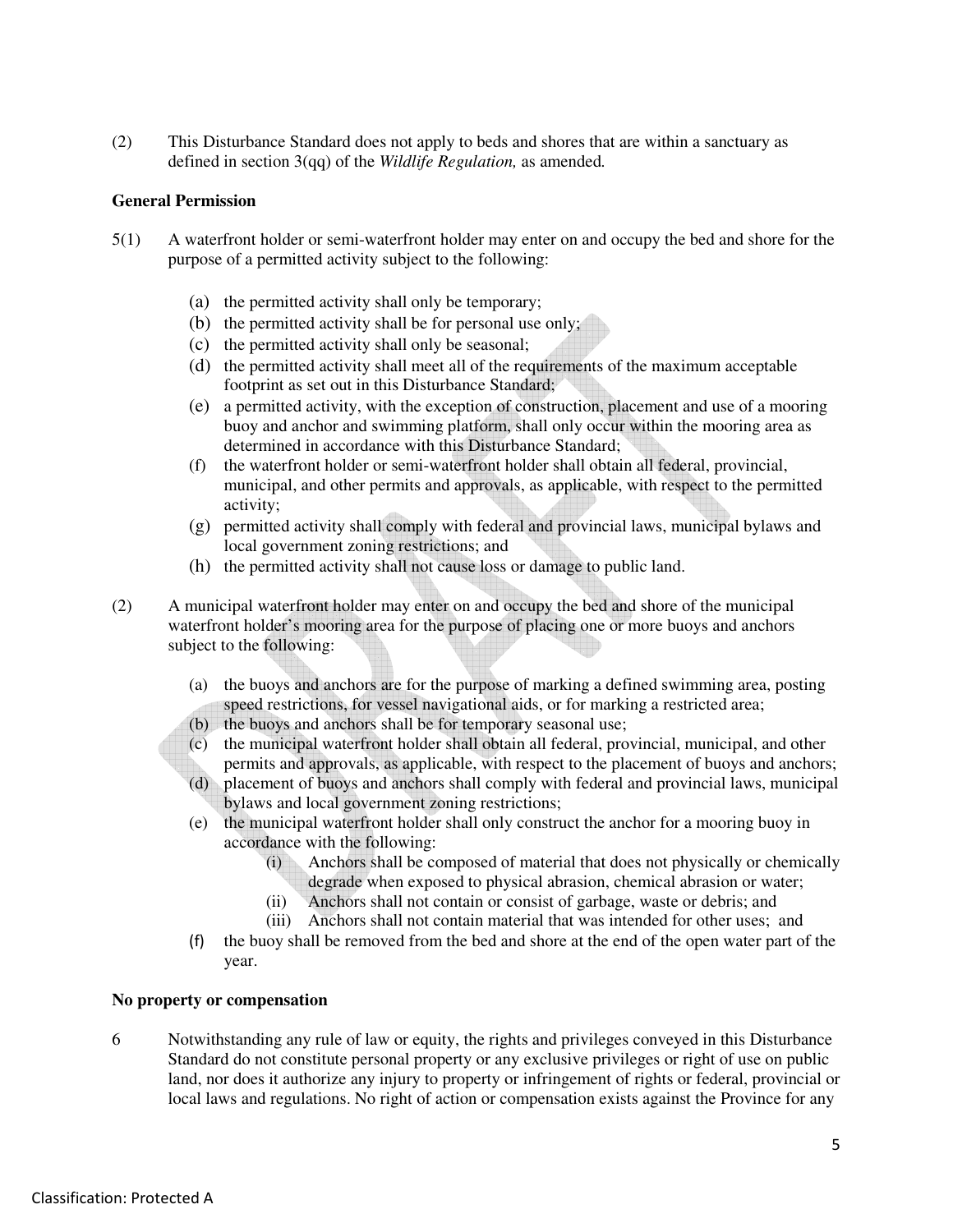(2) This Disturbance Standard does not apply to beds and shores that are within a sanctuary as defined in section 3(qq) of the *Wildlife Regulation,* as amended.

**General Permission**

5(1) A waterfront holder or semi-waterfront holder may enter on and occupy the bed and shore for the purpose of a permitted activity subject to the following:

- (a) the permitted activity shall only be temporary;
- (b) the permitted activity shall be for personal use only;
- (c) the permitted activity shall only be seasonal;
- (d) the permitted activity shall meet all of the requirements of the maximum acceptable footprint as set out in this Disturbance Standard;
- (e) a permitted activity, with the exception of construction, placement and use of a mooring buoy and anchor and swimming platform, shall only occur within the mooring area as determined in accordance with this Disturbance Standard;
- (f) the waterfront holder or semi-waterfront holder shall obtain all federal, provincial, municipal, and other permits and approvals, as applicable, with respect to the permitted activity;
- (g) permitted activity shall comply with federal and provincial laws, municipal bylaws and local government zoning restrictions; and
- (h) the permitted activity shall not cause loss or damage to public land.

(2) A municipal waterfront holder may enter on and occupy the bed and shore of the municipal waterfront holder's mooring area for the purpose of placing one or more buoys and anchors subject to the following:

- (a) the buoys and anchors are for the purpose of marking a defined swimming area, posting speed restrictions, for vessel navigational aids, or for marking a restricted area;
- (b) the buoys and anchors shall be for temporary seasonal use;
- (c) the municipal waterfront holder shall obtain all federal, provincial, municipal, and other permits and approvals, as applicable, with respect to the placement of buoys and anchors;
- (d) placement of buoys and anchors shall comply with federal and provincial laws, municipal bylaws and local government zoning restrictions;
- (e) the municipal waterfront holder shall only construct the anchor for a mooring buoy in accordance with the following:
  - (i) Anchors shall be composed of material that does not physically or chemically degrade when exposed to physical abrasion, chemical abrasion or water;
  - (ii) Anchors shall not contain or consist of garbage, waste or debris; and
  - (iii) Anchors shall not contain material that was intended for other uses; and
- (f) the buoy shall be removed from the bed and shore at the end of the open water part of the year.

**No property or compensation**

6 Notwithstanding any rule of law or equity, the rights and privileges conveyed in this Disturbance Standard do not constitute personal property or any exclusive privileges or right of use on public land, nor does it authorize any injury to property or infringement of rights or federal, provincial or local laws and regulations. No right of action or compensation exists against the Province for any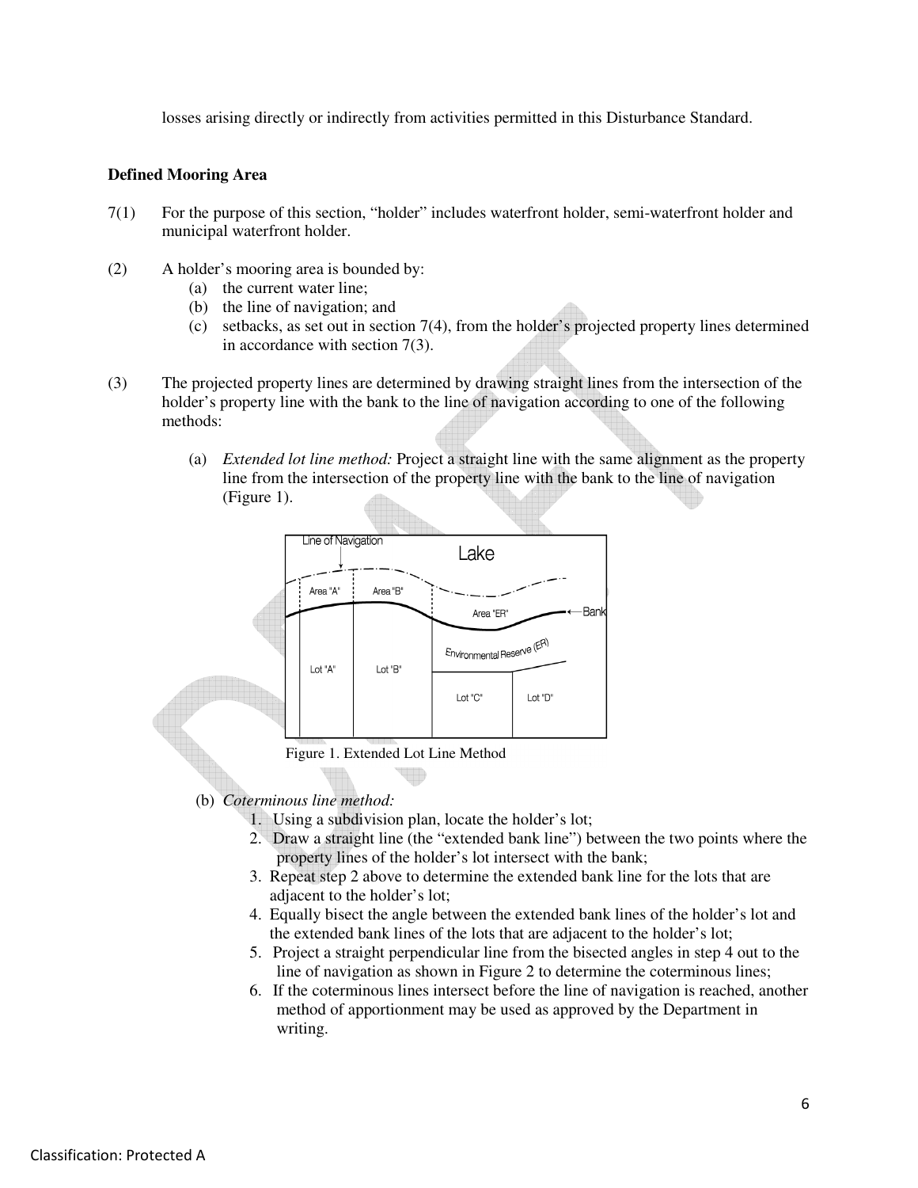losses arising directly or indirectly from activities permitted in this Disturbance Standard.

**Defined Mooring Area**

7(1) For the purpose of this section, "holder" includes waterfront holder, semi-waterfront holder and municipal waterfront holder.

(2) A holder's mooring area is bounded by:

- (a) the current water line;
- (b) the line of navigation; and
- (c) setbacks, as set out in section 7(4), from the holder's projected property lines determined in accordance with section 7(3).

(3) The projected property lines are determined by drawing straight lines from the intersection of the holder's property line with the bank to the line of navigation according to one of the following methods:

- (a) *Extended lot line method:* Project a straight line with the same alignment as the property line from the intersection of the property line with the bank to the line of navigation (Figure 1).

Figure 1. Extended Lot Line Method

- (b) *Coterminous line method:*
  1. Using a subdivision plan, locate the holder's lot;
  2. Draw a straight line (the "extended bank line") between the two points where the property lines of the holder's lot intersect with the bank;
  3. Repeat step 2 above to determine the extended bank line for the lots that are adjacent to the holder's lot;
  4. Equally bisect the angle between the extended bank lines of the holder's lot and the extended bank lines of the lots that are adjacent to the holder's lot;
  5. Project a straight perpendicular line from the bisected angles in step 4 out to the line of navigation as shown in Figure 2 to determine the coterminous lines;
  6. If the coterminous lines intersect before the line of navigation is reached, another method of apportionment may be used as approved by the Department in writing.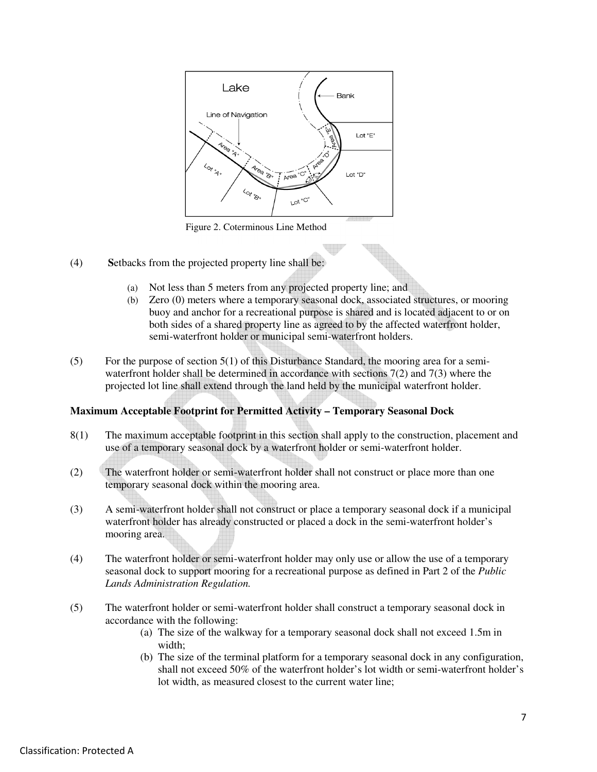Figure 2. Coterminous Line Method

(4) **S**etbacks from the projected property line shall be:

(a) Not less than 5 meters from any projected property line; and

(b) Zero (0) meters where a temporary seasonal dock, associated structures, or mooring buoy and anchor for a recreational purpose is shared and is located adjacent to or on both sides of a shared property line as agreed to by the affected waterfront holder, semi-waterfront holder or municipal semi-waterfront holders.

(5) For the purpose of section 5(1) of this Disturbance Standard, the mooring area for a semi-waterfront holder shall be determined in accordance with sections 7(2) and 7(3) where the projected lot line shall extend through the land held by the municipal waterfront holder.

**Maximum Acceptable Footprint for Permitted Activity – Temporary Seasonal Dock**

8(1) The maximum acceptable footprint in this section shall apply to the construction, placement and use of a temporary seasonal dock by a waterfront holder or semi-waterfront holder.

(2) The waterfront holder or semi-waterfront holder shall not construct or place more than one temporary seasonal dock within the mooring area.

(3) A semi-waterfront holder shall not construct or place a temporary seasonal dock if a municipal waterfront holder has already constructed or placed a dock in the semi-waterfront holder's mooring area.

(4) The waterfront holder or semi-waterfront holder may only use or allow the use of a temporary seasonal dock to support mooring for a recreational purpose as defined in Part 2 of the *Public Lands Administration Regulation.*

(5) The waterfront holder or semi-waterfront holder shall construct a temporary seasonal dock in accordance with the following:

(a) The size of the walkway for a temporary seasonal dock shall not exceed 1.5m in width;

(b) The size of the terminal platform for a temporary seasonal dock in any configuration, shall not exceed 50% of the waterfront holder's lot width or semi-waterfront holder's lot width, as measured closest to the current water line;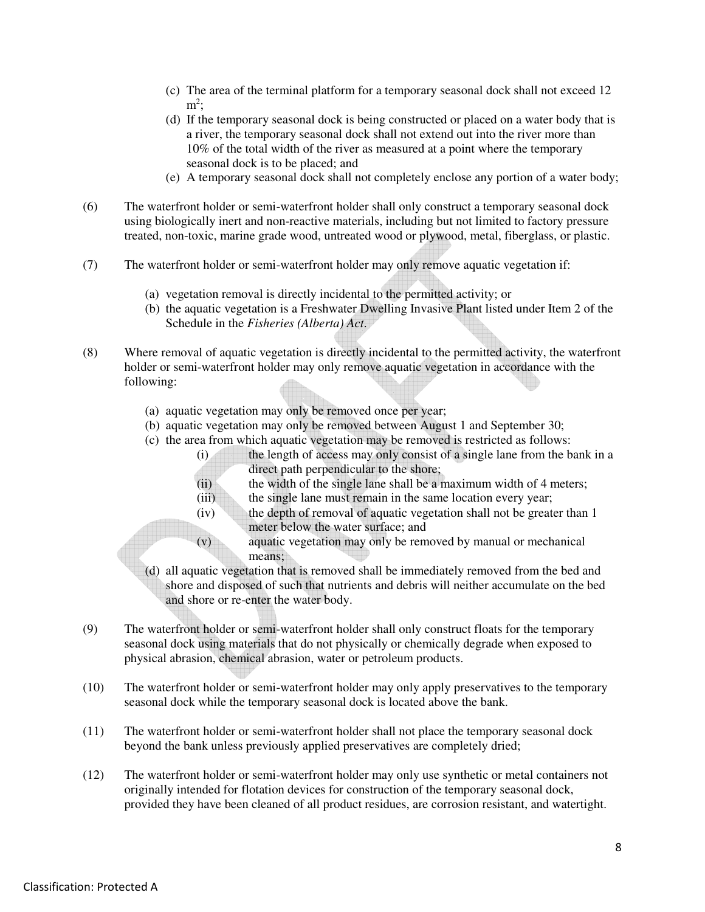(c) The area of the terminal platform for a temporary seasonal dock shall not exceed 12 $m^2$;

(d) If the temporary seasonal dock is being constructed or placed on a water body that is a river, the temporary seasonal dock shall not extend out into the river more than 10% of the total width of the river as measured at a point where the temporary seasonal dock is to be placed; and

(e) A temporary seasonal dock shall not completely enclose any portion of a water body;

(6) The waterfront holder or semi-waterfront holder shall only construct a temporary seasonal dock using biologically inert and non-reactive materials, including but not limited to factory pressure treated, non-toxic, marine grade wood, untreated wood or plywood, metal, fiberglass, or plastic.

(7) The waterfront holder or semi-waterfront holder may only remove aquatic vegetation if:

(a) vegetation removal is directly incidental to the permitted activity; or

(b) the aquatic vegetation is a Freshwater Dwelling Invasive Plant listed under Item 2 of the Schedule in the *Fisheries (Alberta) Act*.

(8) Where removal of aquatic vegetation is directly incidental to the permitted activity, the waterfront holder or semi-waterfront holder may only remove aquatic vegetation in accordance with the following:

(a) aquatic vegetation may only be removed once per year;

(b) aquatic vegetation may only be removed between August 1 and September 30;

(c) the area from which aquatic vegetation may be removed is restricted as follows:

(i) the length of access may only consist of a single lane from the bank in a direct path perpendicular to the shore;

(ii) the width of the single lane shall be a maximum width of 4 meters;

(iii) the single lane must remain in the same location every year;

(iv) the depth of removal of aquatic vegetation shall not be greater than 1 meter below the water surface; and

(v) aquatic vegetation may only be removed by manual or mechanical means;

(d) all aquatic vegetation that is removed shall be immediately removed from the bed and shore and disposed of such that nutrients and debris will neither accumulate on the bed and shore or re-enter the water body.

(9) The waterfront holder or semi-waterfront holder shall only construct floats for the temporary seasonal dock using materials that do not physically or chemically degrade when exposed to physical abrasion, chemical abrasion, water or petroleum products.

(10) The waterfront holder or semi-waterfront holder may only apply preservatives to the temporary seasonal dock while the temporary seasonal dock is located above the bank.

(11) The waterfront holder or semi-waterfront holder shall not place the temporary seasonal dock beyond the bank unless previously applied preservatives are completely dried;

(12) The waterfront holder or semi-waterfront holder may only use synthetic or metal containers not originally intended for flotation devices for construction of the temporary seasonal dock, provided they have been cleaned of all product residues, are corrosion resistant, and watertight.

Classification: Protected A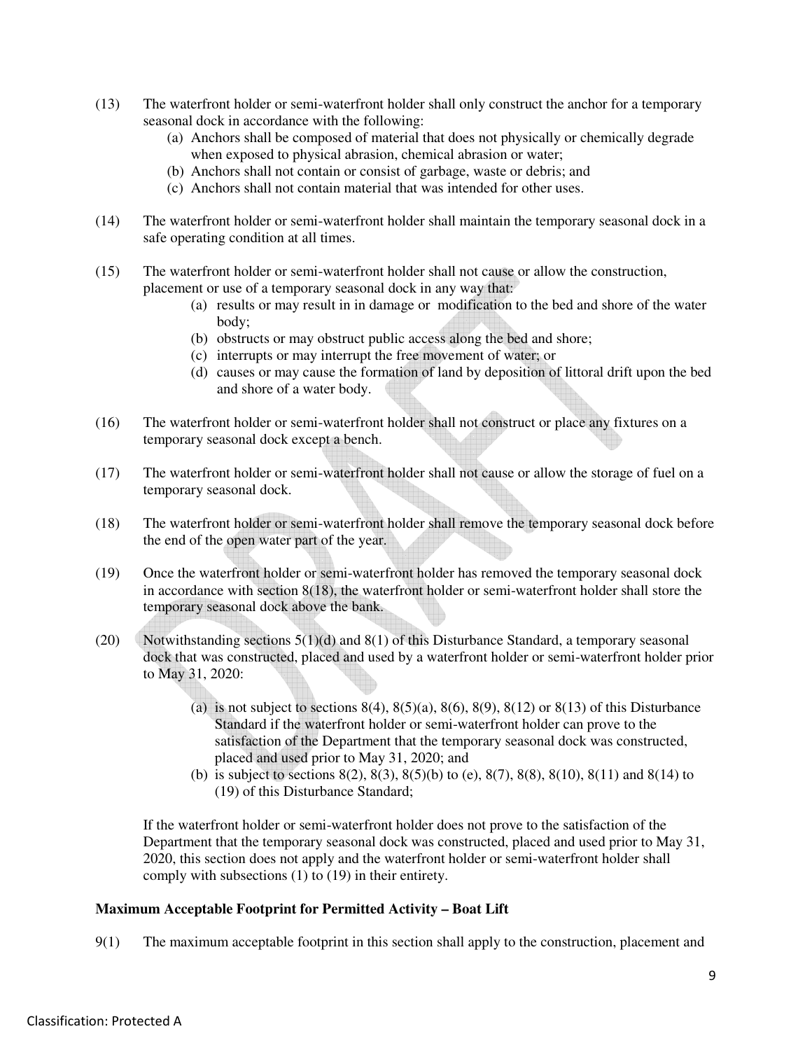(13) The waterfront holder or semi-waterfront holder shall only construct the anchor for a temporary seasonal dock in accordance with the following:

  (a) Anchors shall be composed of material that does not physically or chemically degrade when exposed to physical abrasion, chemical abrasion or water;
  (b) Anchors shall not contain or consist of garbage, waste or debris; and
  (c) Anchors shall not contain material that was intended for other uses.

(14) The waterfront holder or semi-waterfront holder shall maintain the temporary seasonal dock in a safe operating condition at all times.

(15) The waterfront holder or semi-waterfront holder shall not cause or allow the construction, placement or use of a temporary seasonal dock in any way that:

  (a) results or may result in in damage or modification to the bed and shore of the water body;
  (b) obstructs or may obstruct public access along the bed and shore;
  (c) interrupts or may interrupt the free movement of water; or
  (d) causes or may cause the formation of land by deposition of littoral drift upon the bed and shore of a water body.

(16) The waterfront holder or semi-waterfront holder shall not construct or place any fixtures on a temporary seasonal dock except a bench.

(17) The waterfront holder or semi-waterfront holder shall not cause or allow the storage of fuel on a temporary seasonal dock.

(18) The waterfront holder or semi-waterfront holder shall remove the temporary seasonal dock before the end of the open water part of the year.

(19) Once the waterfront holder or semi-waterfront holder has removed the temporary seasonal dock in accordance with section 8(18), the waterfront holder or semi-waterfront holder shall store the temporary seasonal dock above the bank.

(20) Notwithstanding sections 5(1)(d) and 8(1) of this Disturbance Standard, a temporary seasonal dock that was constructed, placed and used by a waterfront holder or semi-waterfront holder prior to May 31, 2020:

  (a) is not subject to sections 8(4), 8(5)(a), 8(6), 8(9), 8(12) or 8(13) of this Disturbance Standard if the waterfront holder or semi-waterfront holder can prove to the satisfaction of the Department that the temporary seasonal dock was constructed, placed and used prior to May 31, 2020; and
  (b) is subject to sections 8(2), 8(3), 8(5)(b) to (e), 8(7), 8(8), 8(10), 8(11) and 8(14) to (19) of this Disturbance Standard;

If the waterfront holder or semi-waterfront holder does not prove to the satisfaction of the Department that the temporary seasonal dock was constructed, placed and used prior to May 31, 2020, this section does not apply and the waterfront holder or semi-waterfront holder shall comply with subsections (1) to (19) in their entirety.

**Maximum Acceptable Footprint for Permitted Activity – Boat Lift**

9(1) The maximum acceptable footprint in this section shall apply to the construction, placement and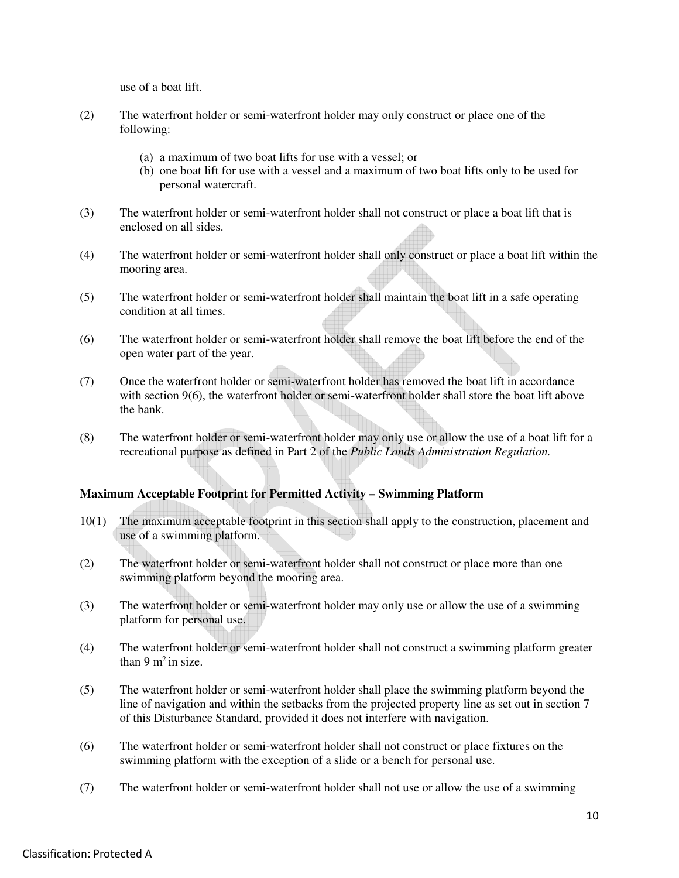use of a boat lift.

(2) The waterfront holder or semi-waterfront holder may only construct or place one of the following:

(a) a maximum of two boat lifts for use with a vessel; or
(b) one boat lift for use with a vessel and a maximum of two boat lifts only to be used for personal watercraft.

(3) The waterfront holder or semi-waterfront holder shall not construct or place a boat lift that is enclosed on all sides.

(4) The waterfront holder or semi-waterfront holder shall only construct or place a boat lift within the mooring area.

(5) The waterfront holder or semi-waterfront holder shall maintain the boat lift in a safe operating condition at all times.

(6) The waterfront holder or semi-waterfront holder shall remove the boat lift before the end of the open water part of the year.

(7) Once the waterfront holder or semi-waterfront holder has removed the boat lift in accordance with section 9(6), the waterfront holder or semi-waterfront holder shall store the boat lift above the bank.

(8) The waterfront holder or semi-waterfront holder may only use or allow the use of a boat lift for a recreational purpose as defined in Part 2 of the *Public Lands Administration Regulation.*

**Maximum Acceptable Footprint for Permitted Activity – Swimming Platform**

10(1) The maximum acceptable footprint in this section shall apply to the construction, placement and use of a swimming platform.

(2) The waterfront holder or semi-waterfront holder shall not construct or place more than one swimming platform beyond the mooring area.

(3) The waterfront holder or semi-waterfront holder may only use or allow the use of a swimming platform for personal use.

(4) The waterfront holder or semi-waterfront holder shall not construct a swimming platform greater than 9 $m^2$ in size.

(5) The waterfront holder or semi-waterfront holder shall place the swimming platform beyond the line of navigation and within the setbacks from the projected property line as set out in section 7 of this Disturbance Standard, provided it does not interfere with navigation.

(6) The waterfront holder or semi-waterfront holder shall not construct or place fixtures on the swimming platform with the exception of a slide or a bench for personal use.

(7) The waterfront holder or semi-waterfront holder shall not use or allow the use of a swimming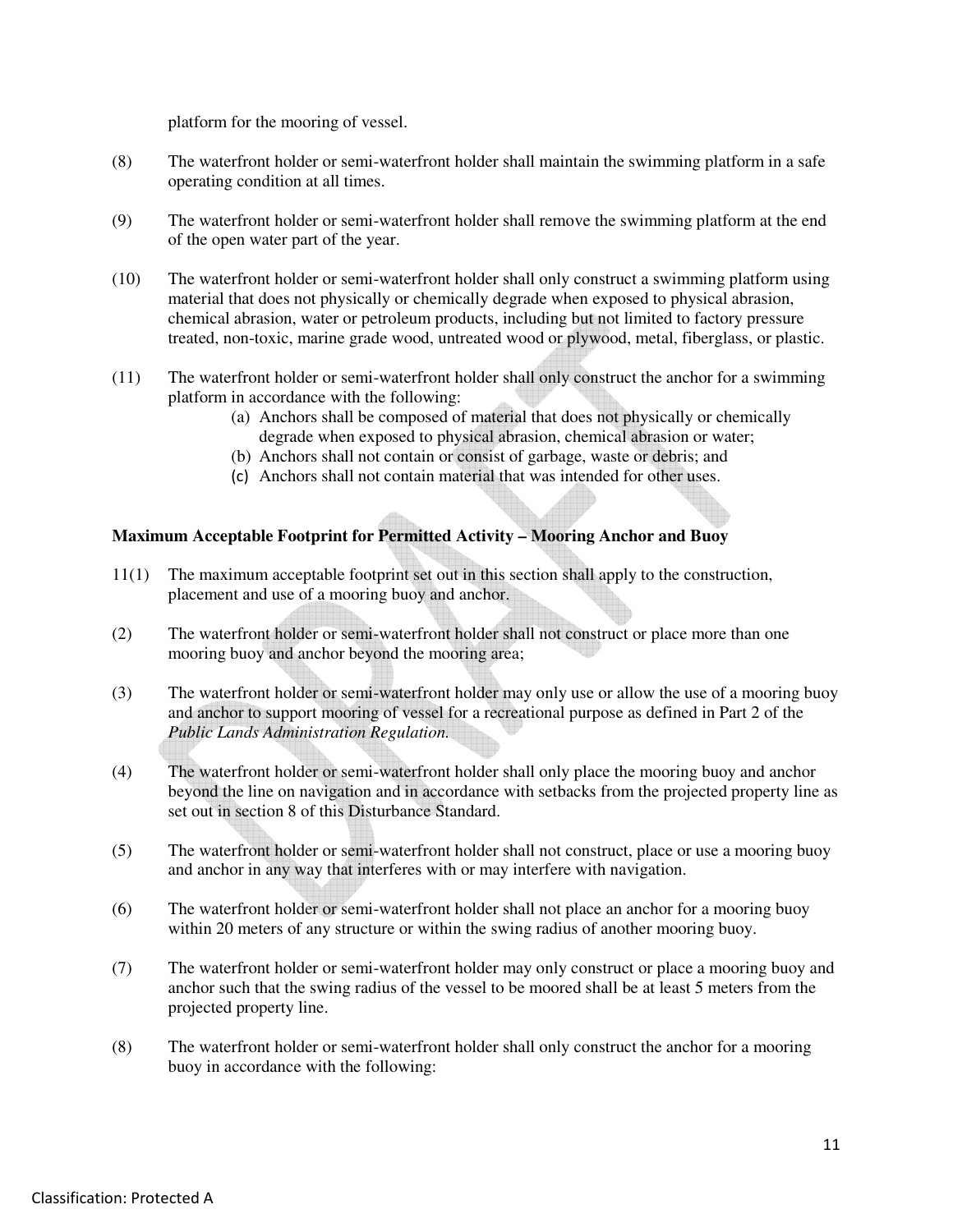platform for the mooring of vessel.

(8) The waterfront holder or semi-waterfront holder shall maintain the swimming platform in a safe operating condition at all times.

(9) The waterfront holder or semi-waterfront holder shall remove the swimming platform at the end of the open water part of the year.

(10) The waterfront holder or semi-waterfront holder shall only construct a swimming platform using material that does not physically or chemically degrade when exposed to physical abrasion, chemical abrasion, water or petroleum products, including but not limited to factory pressure treated, non-toxic, marine grade wood, untreated wood or plywood, metal, fiberglass, or plastic.

(11) The waterfront holder or semi-waterfront holder shall only construct the anchor for a swimming platform in accordance with the following:

(a) Anchors shall be composed of material that does not physically or chemically degrade when exposed to physical abrasion, chemical abrasion or water;
(b) Anchors shall not contain or consist of garbage, waste or debris; and
(c) Anchors shall not contain material that was intended for other uses.

**Maximum Acceptable Footprint for Permitted Activity – Mooring Anchor and Buoy**

11(1) The maximum acceptable footprint set out in this section shall apply to the construction, placement and use of a mooring buoy and anchor.

(2) The waterfront holder or semi-waterfront holder shall not construct or place more than one mooring buoy and anchor beyond the mooring area;

(3) The waterfront holder or semi-waterfront holder may only use or allow the use of a mooring buoy and anchor to support mooring of vessel for a recreational purpose as defined in Part 2 of the *Public Lands Administration Regulation.*

(4) The waterfront holder or semi-waterfront holder shall only place the mooring buoy and anchor beyond the line on navigation and in accordance with setbacks from the projected property line as set out in section 8 of this Disturbance Standard.

(5) The waterfront holder or semi-waterfront holder shall not construct, place or use a mooring buoy and anchor in any way that interferes with or may interfere with navigation.

(6) The waterfront holder or semi-waterfront holder shall not place an anchor for a mooring buoy within 20 meters of any structure or within the swing radius of another mooring buoy.

(7) The waterfront holder or semi-waterfront holder may only construct or place a mooring buoy and anchor such that the swing radius of the vessel to be moored shall be at least 5 meters from the projected property line.

(8) The waterfront holder or semi-waterfront holder shall only construct the anchor for a mooring buoy in accordance with the following: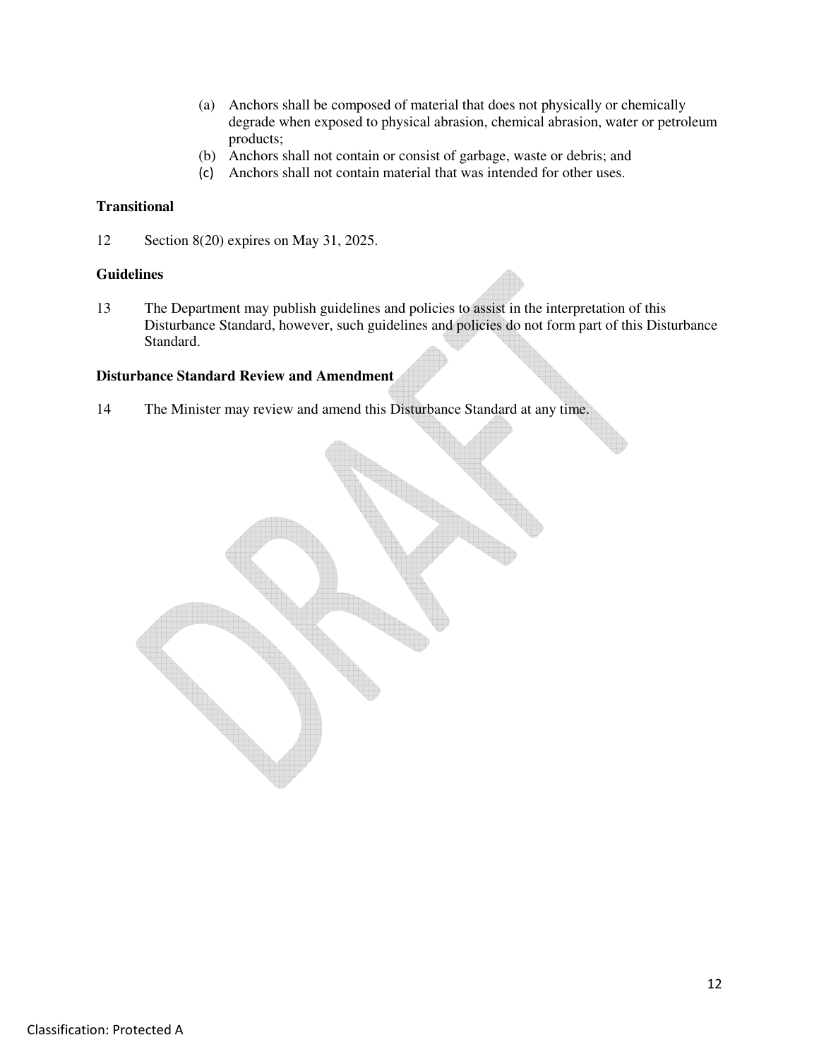(a) Anchors shall be composed of material that does not physically or chemically degrade when exposed to physical abrasion, chemical abrasion, water or petroleum products;
(b) Anchors shall not contain or consist of garbage, waste or debris; and
(c) Anchors shall not contain material that was intended for other uses.

**Transitional**

12 Section 8(20) expires on May 31, 2025.

**Guidelines**

13 The Department may publish guidelines and policies to assist in the interpretation of this Disturbance Standard, however, such guidelines and policies do not form part of this Disturbance Standard.

**Disturbance Standard Review and Amendment**

14 The Minister may review and amend this Disturbance Standard at any time.

Classification: Protected A